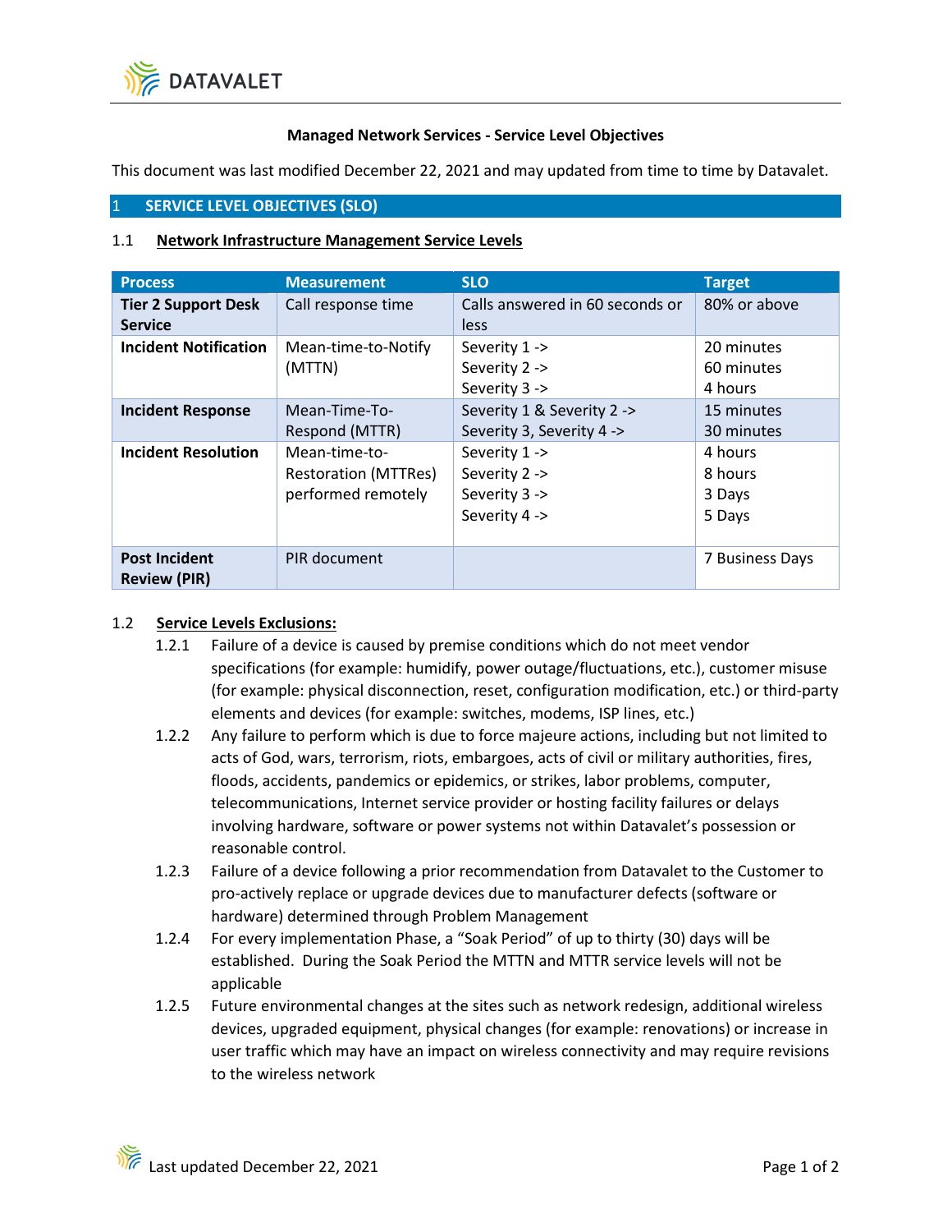# Managed Network Services - Service Level Objectives

This document was last modified December 22, 2021 and may updated from time to time by Datavalet.

## 1 SERVICE LEVEL OBJECTIVES (SLO)

### 1.1 Network Infrastructure Management Service Levels

| Process | Measurement | SLO | Target |
|---|---|---|---|
| **Tier 2 Support Desk Service** | Call response time | Calls answered in 60 seconds or less | 80% or above |
| **Incident Notification** | Mean-time-to-Notify (MTTN) | Severity 1 -><br>Severity 2 -><br>Severity 3 -> | 20 minutes<br>60 minutes<br>4 hours |
| **Incident Response** | Mean-Time-To-Respond (MTTR) | Severity 1 & Severity 2 -><br>Severity 3, Severity 4 -> | 15 minutes<br>30 minutes |
| **Incident Resolution** | Mean-time-to-Restoration (MTTRes) performed remotely | Severity 1 -><br>Severity 2 -><br>Severity 3 -><br>Severity 4 -> | 4 hours<br>8 hours<br>3 Days<br>5 Days |
| **Post Incident Review (PIR)** | PIR document | | 7 Business Days |

### 1.2 Service Levels Exclusions:

1.2.1 Failure of a device is caused by premise conditions which do not meet vendor specifications (for example: humidify, power outage/fluctuations, etc.), customer misuse (for example: physical disconnection, reset, configuration modification, etc.) or third-party elements and devices (for example: switches, modems, ISP lines, etc.)

1.2.2 Any failure to perform which is due to force majeure actions, including but not limited to acts of God, wars, terrorism, riots, embargoes, acts of civil or military authorities, fires, floods, accidents, pandemics or epidemics, or strikes, labor problems, computer, telecommunications, Internet service provider or hosting facility failures or delays involving hardware, software or power systems not within Datavalet's possession or reasonable control.

1.2.3 Failure of a device following a prior recommendation from Datavalet to the Customer to pro-actively replace or upgrade devices due to manufacturer defects (software or hardware) determined through Problem Management

1.2.4 For every implementation Phase, a "Soak Period" of up to thirty (30) days will be established. During the Soak Period the MTTN and MTTR service levels will not be applicable

1.2.5 Future environmental changes at the sites such as network redesign, additional wireless devices, upgraded equipment, physical changes (for example: renovations) or increase in user traffic which may have an impact on wireless connectivity and may require revisions to the wireless network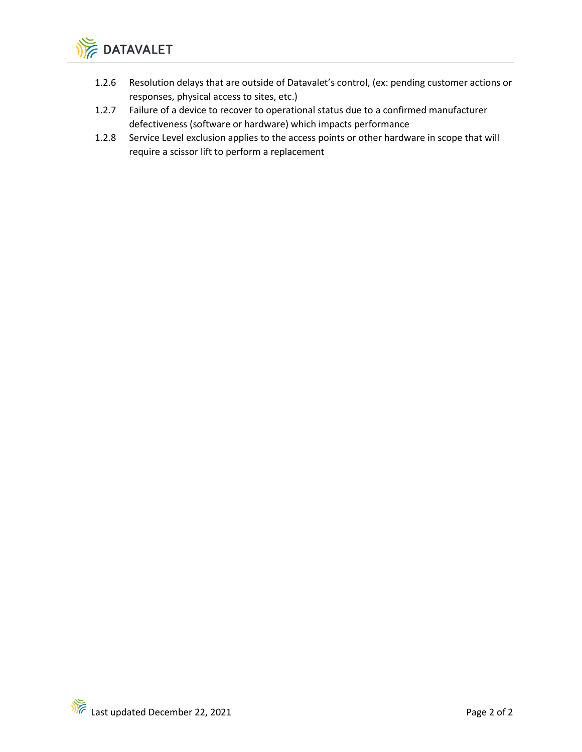1.2.6 Resolution delays that are outside of Datavalet's control, (ex: pending customer actions or responses, physical access to sites, etc.)

1.2.7 Failure of a device to recover to operational status due to a confirmed manufacturer defectiveness (software or hardware) which impacts performance

1.2.8 Service Level exclusion applies to the access points or other hardware in scope that will require a scissor lift to perform a replacement

Last updated December 22, 2021